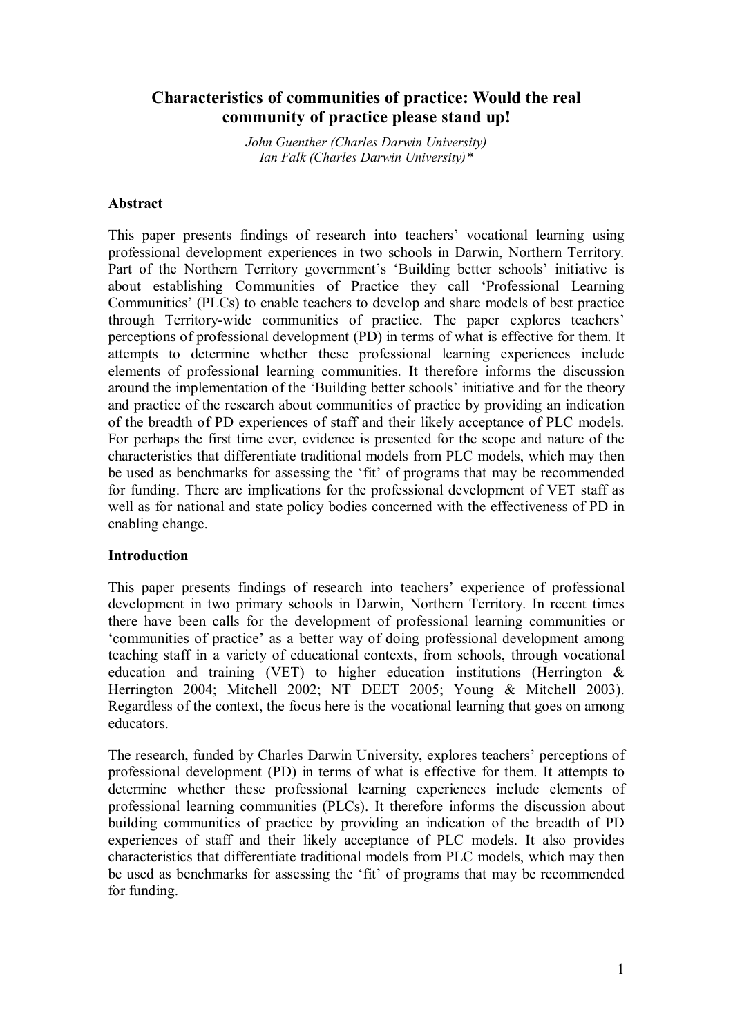# Characteristics of communities of practice: Would the real community of practice please stand up!

*John Guenther (Charles Darwin University)*
*Ian Falk (Charles Darwin University)\**

## Abstract

This paper presents findings of research into teachers' vocational learning using professional development experiences in two schools in Darwin, Northern Territory. Part of the Northern Territory government's 'Building better schools' initiative is about establishing Communities of Practice they call 'Professional Learning Communities' (PLCs) to enable teachers to develop and share models of best practice through Territory-wide communities of practice. The paper explores teachers' perceptions of professional development (PD) in terms of what is effective for them. It attempts to determine whether these professional learning experiences include elements of professional learning communities. It therefore informs the discussion around the implementation of the 'Building better schools' initiative and for the theory and practice of the research about communities of practice by providing an indication of the breadth of PD experiences of staff and their likely acceptance of PLC models. For perhaps the first time ever, evidence is presented for the scope and nature of the characteristics that differentiate traditional models from PLC models, which may then be used as benchmarks for assessing the 'fit' of programs that may be recommended for funding. There are implications for the professional development of VET staff as well as for national and state policy bodies concerned with the effectiveness of PD in enabling change.

## Introduction

This paper presents findings of research into teachers' experience of professional development in two primary schools in Darwin, Northern Territory. In recent times there have been calls for the development of professional learning communities or 'communities of practice' as a better way of doing professional development among teaching staff in a variety of educational contexts, from schools, through vocational education and training (VET) to higher education institutions (Herrington & Herrington 2004; Mitchell 2002; NT DEET 2005; Young & Mitchell 2003). Regardless of the context, the focus here is the vocational learning that goes on among educators.

The research, funded by Charles Darwin University, explores teachers' perceptions of professional development (PD) in terms of what is effective for them. It attempts to determine whether these professional learning experiences include elements of professional learning communities (PLCs). It therefore informs the discussion about building communities of practice by providing an indication of the breadth of PD experiences of staff and their likely acceptance of PLC models. It also provides characteristics that differentiate traditional models from PLC models, which may then be used as benchmarks for assessing the 'fit' of programs that may be recommended for funding.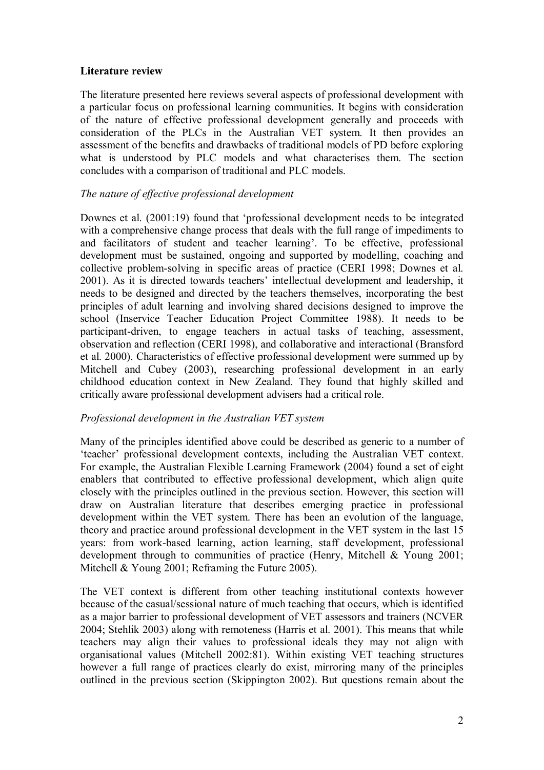## Literature review

The literature presented here reviews several aspects of professional development with a particular focus on professional learning communities. It begins with consideration of the nature of effective professional development generally and proceeds with consideration of the PLCs in the Australian VET system. It then provides an assessment of the benefits and drawbacks of traditional models of PD before exploring what is understood by PLC models and what characterises them. The section concludes with a comparison of traditional and PLC models.

### *The nature of effective professional development*

Downes et al. (2001:19) found that 'professional development needs to be integrated with a comprehensive change process that deals with the full range of impediments to and facilitators of student and teacher learning'. To be effective, professional development must be sustained, ongoing and supported by modelling, coaching and collective problem-solving in specific areas of practice (CERI 1998; Downes et al. 2001). As it is directed towards teachers' intellectual development and leadership, it needs to be designed and directed by the teachers themselves, incorporating the best principles of adult learning and involving shared decisions designed to improve the school (Inservice Teacher Education Project Committee 1988). It needs to be participant-driven, to engage teachers in actual tasks of teaching, assessment, observation and reflection (CERI 1998), and collaborative and interactional (Bransford et al. 2000). Characteristics of effective professional development were summed up by Mitchell and Cubey (2003), researching professional development in an early childhood education context in New Zealand. They found that highly skilled and critically aware professional development advisers had a critical role.

### *Professional development in the Australian VET system*

Many of the principles identified above could be described as generic to a number of 'teacher' professional development contexts, including the Australian VET context. For example, the Australian Flexible Learning Framework (2004) found a set of eight enablers that contributed to effective professional development, which align quite closely with the principles outlined in the previous section. However, this section will draw on Australian literature that describes emerging practice in professional development within the VET system. There has been an evolution of the language, theory and practice around professional development in the VET system in the last 15 years: from work-based learning, action learning, staff development, professional development through to communities of practice (Henry, Mitchell & Young 2001; Mitchell & Young 2001; Reframing the Future 2005).

The VET context is different from other teaching institutional contexts however because of the casual/sessional nature of much teaching that occurs, which is identified as a major barrier to professional development of VET assessors and trainers (NCVER 2004; Stehlik 2003) along with remoteness (Harris et al. 2001). This means that while teachers may align their values to professional ideals they may not align with organisational values (Mitchell 2002:81). Within existing VET teaching structures however a full range of practices clearly do exist, mirroring many of the principles outlined in the previous section (Skippington 2002). But questions remain about the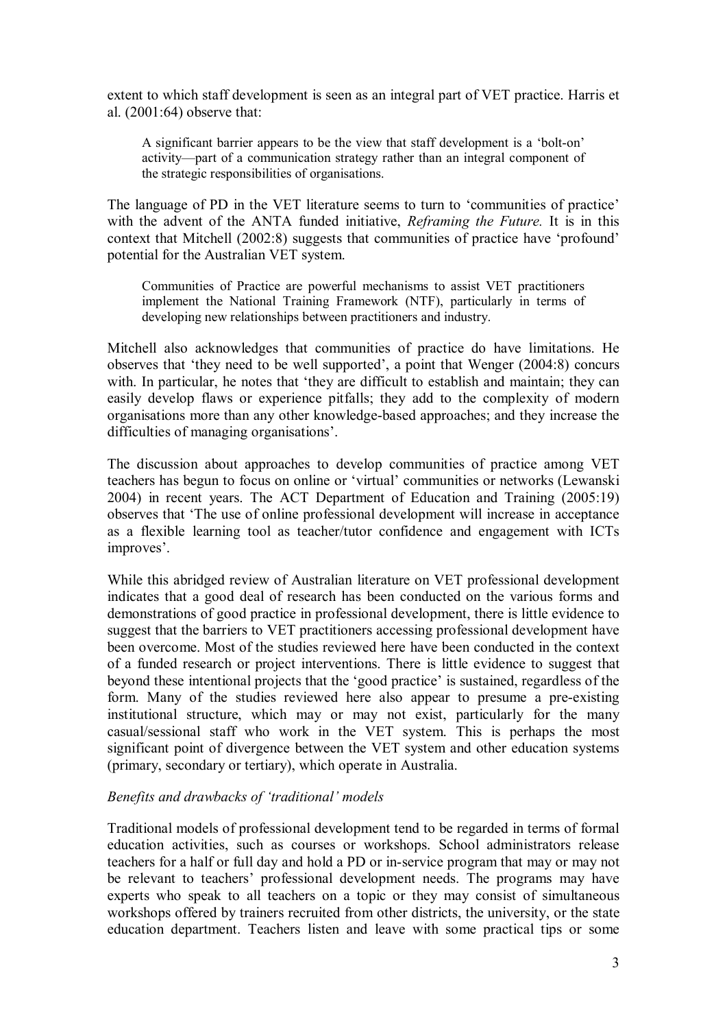extent to which staff development is seen as an integral part of VET practice. Harris et al. (2001:64) observe that:

> A significant barrier appears to be the view that staff development is a 'bolt-on' activity—part of a communication strategy rather than an integral component of the strategic responsibilities of organisations.

The language of PD in the VET literature seems to turn to 'communities of practice' with the advent of the ANTA funded initiative, *Reframing the Future.* It is in this context that Mitchell (2002:8) suggests that communities of practice have 'profound' potential for the Australian VET system.

> Communities of Practice are powerful mechanisms to assist VET practitioners implement the National Training Framework (NTF), particularly in terms of developing new relationships between practitioners and industry.

Mitchell also acknowledges that communities of practice do have limitations. He observes that 'they need to be well supported', a point that Wenger (2004:8) concurs with. In particular, he notes that 'they are difficult to establish and maintain; they can easily develop flaws or experience pitfalls; they add to the complexity of modern organisations more than any other knowledge-based approaches; and they increase the difficulties of managing organisations'.

The discussion about approaches to develop communities of practice among VET teachers has begun to focus on online or 'virtual' communities or networks (Lewanski 2004) in recent years. The ACT Department of Education and Training (2005:19) observes that 'The use of online professional development will increase in acceptance as a flexible learning tool as teacher/tutor confidence and engagement with ICTs improves'.

While this abridged review of Australian literature on VET professional development indicates that a good deal of research has been conducted on the various forms and demonstrations of good practice in professional development, there is little evidence to suggest that the barriers to VET practitioners accessing professional development have been overcome. Most of the studies reviewed here have been conducted in the context of a funded research or project interventions. There is little evidence to suggest that beyond these intentional projects that the 'good practice' is sustained, regardless of the form. Many of the studies reviewed here also appear to presume a pre-existing institutional structure, which may or may not exist, particularly for the many casual/sessional staff who work in the VET system. This is perhaps the most significant point of divergence between the VET system and other education systems (primary, secondary or tertiary), which operate in Australia.

*Benefits and drawbacks of 'traditional' models*

Traditional models of professional development tend to be regarded in terms of formal education activities, such as courses or workshops. School administrators release teachers for a half or full day and hold a PD or in-service program that may or may not be relevant to teachers' professional development needs. The programs may have experts who speak to all teachers on a topic or they may consist of simultaneous workshops offered by trainers recruited from other districts, the university, or the state education department. Teachers listen and leave with some practical tips or some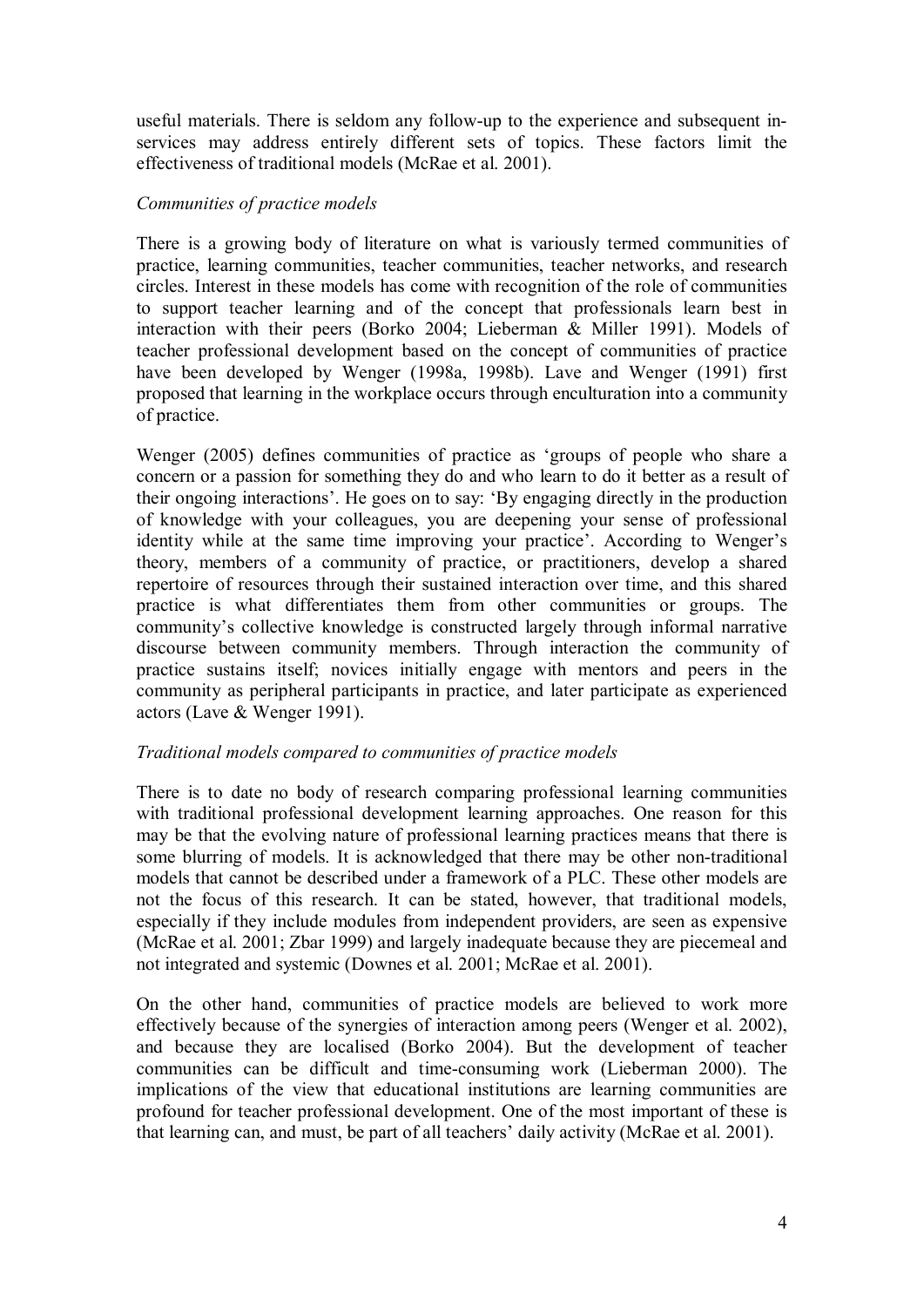useful materials. There is seldom any follow-up to the experience and subsequent in-services may address entirely different sets of topics. These factors limit the effectiveness of traditional models (McRae et al. 2001).

*Communities of practice models*

There is a growing body of literature on what is variously termed communities of practice, learning communities, teacher communities, teacher networks, and research circles. Interest in these models has come with recognition of the role of communities to support teacher learning and of the concept that professionals learn best in interaction with their peers (Borko 2004; Lieberman & Miller 1991). Models of teacher professional development based on the concept of communities of practice have been developed by Wenger (1998a, 1998b). Lave and Wenger (1991) first proposed that learning in the workplace occurs through enculturation into a community of practice.

Wenger (2005) defines communities of practice as 'groups of people who share a concern or a passion for something they do and who learn to do it better as a result of their ongoing interactions'. He goes on to say: 'By engaging directly in the production of knowledge with your colleagues, you are deepening your sense of professional identity while at the same time improving your practice'. According to Wenger's theory, members of a community of practice, or practitioners, develop a shared repertoire of resources through their sustained interaction over time, and this shared practice is what differentiates them from other communities or groups. The community's collective knowledge is constructed largely through informal narrative discourse between community members. Through interaction the community of practice sustains itself; novices initially engage with mentors and peers in the community as peripheral participants in practice, and later participate as experienced actors (Lave & Wenger 1991).

*Traditional models compared to communities of practice models*

There is to date no body of research comparing professional learning communities with traditional professional development learning approaches. One reason for this may be that the evolving nature of professional learning practices means that there is some blurring of models. It is acknowledged that there may be other non-traditional models that cannot be described under a framework of a PLC. These other models are not the focus of this research. It can be stated, however, that traditional models, especially if they include modules from independent providers, are seen as expensive (McRae et al. 2001; Zbar 1999) and largely inadequate because they are piecemeal and not integrated and systemic (Downes et al. 2001; McRae et al. 2001).

On the other hand, communities of practice models are believed to work more effectively because of the synergies of interaction among peers (Wenger et al. 2002), and because they are localised (Borko 2004). But the development of teacher communities can be difficult and time-consuming work (Lieberman 2000). The implications of the view that educational institutions are learning communities are profound for teacher professional development. One of the most important of these is that learning can, and must, be part of all teachers' daily activity (McRae et al. 2001).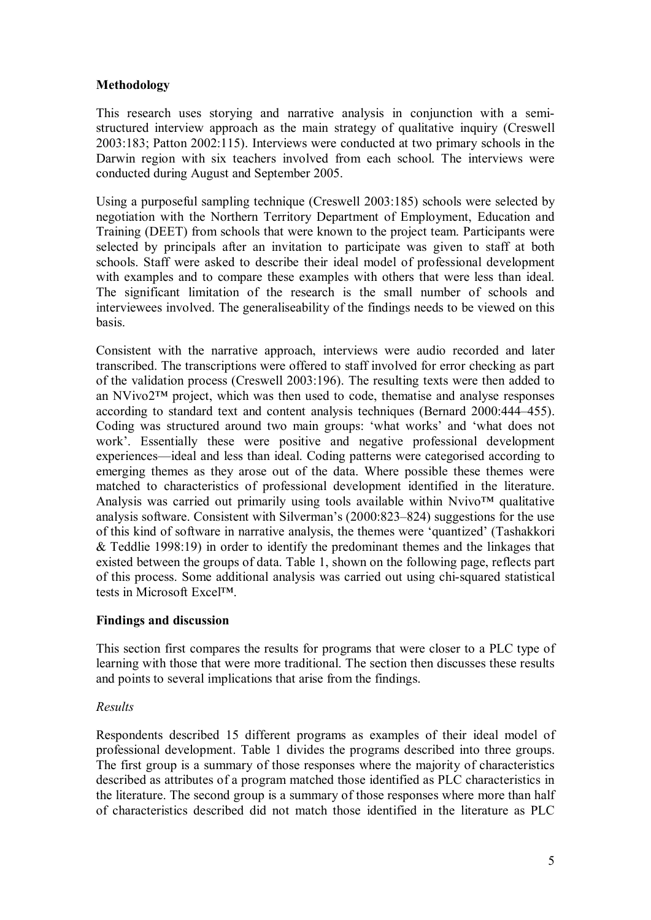## Methodology

This research uses storying and narrative analysis in conjunction with a semi-structured interview approach as the main strategy of qualitative inquiry (Creswell 2003:183; Patton 2002:115). Interviews were conducted at two primary schools in the Darwin region with six teachers involved from each school. The interviews were conducted during August and September 2005.

Using a purposeful sampling technique (Creswell 2003:185) schools were selected by negotiation with the Northern Territory Department of Employment, Education and Training (DEET) from schools that were known to the project team. Participants were selected by principals after an invitation to participate was given to staff at both schools. Staff were asked to describe their ideal model of professional development with examples and to compare these examples with others that were less than ideal. The significant limitation of the research is the small number of schools and interviewees involved. The generaliseability of the findings needs to be viewed on this basis.

Consistent with the narrative approach, interviews were audio recorded and later transcribed. The transcriptions were offered to staff involved for error checking as part of the validation process (Creswell 2003:196). The resulting texts were then added to an NVivo2™ project, which was then used to code, thematise and analyse responses according to standard text and content analysis techniques (Bernard 2000:444–455). Coding was structured around two main groups: 'what works' and 'what does not work'. Essentially these were positive and negative professional development experiences—ideal and less than ideal. Coding patterns were categorised according to emerging themes as they arose out of the data. Where possible these themes were matched to characteristics of professional development identified in the literature. Analysis was carried out primarily using tools available within Nvivo™ qualitative analysis software. Consistent with Silverman's (2000:823–824) suggestions for the use of this kind of software in narrative analysis, the themes were 'quantized' (Tashakkori & Teddlie 1998:19) in order to identify the predominant themes and the linkages that existed between the groups of data. Table 1, shown on the following page, reflects part of this process. Some additional analysis was carried out using chi-squared statistical tests in Microsoft Excel™.

## Findings and discussion

This section first compares the results for programs that were closer to a PLC type of learning with those that were more traditional. The section then discusses these results and points to several implications that arise from the findings.

### *Results*

Respondents described 15 different programs as examples of their ideal model of professional development. Table 1 divides the programs described into three groups. The first group is a summary of those responses where the majority of characteristics described as attributes of a program matched those identified as PLC characteristics in the literature. The second group is a summary of those responses where more than half of characteristics described did not match those identified in the literature as PLC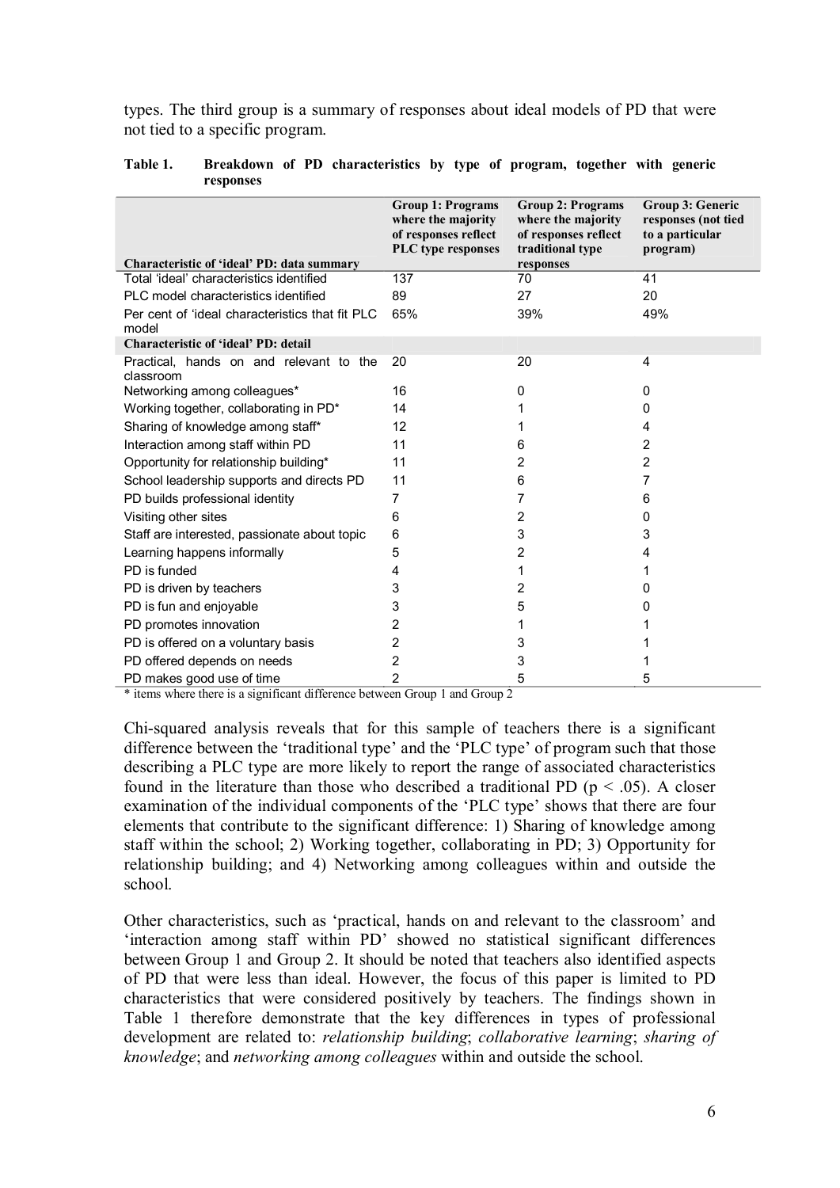types. The third group is a summary of responses about ideal models of PD that were not tied to a specific program.

**Table 1. Breakdown of PD characteristics by type of program, together with generic responses**

| Characteristic of 'ideal' PD: data summary | Group 1: Programs where the majority of responses reflect PLC type responses | Group 2: Programs where the majority of responses reflect traditional type responses | Group 3: Generic responses (not tied to a particular program) |
|---|---|---|---|
| Total 'ideal' characteristics identified | 137 | 70 | 41 |
| PLC model characteristics identified | 89 | 27 | 20 |
| Per cent of 'ideal characteristics that fit PLC model | 65% | 39% | 49% |
| **Characteristic of 'ideal' PD: detail** | | | |
| Practical, hands on and relevant to the classroom | 20 | 20 | 4 |
| Networking among colleagues* | 16 | 0 | 0 |
| Working together, collaborating in PD* | 14 | 1 | 0 |
| Sharing of knowledge among staff* | 12 | 1 | 4 |
| Interaction among staff within PD | 11 | 6 | 2 |
| Opportunity for relationship building* | 11 | 2 | 2 |
| School leadership supports and directs PD | 11 | 6 | 7 |
| PD builds professional identity | 7 | 7 | 6 |
| Visiting other sites | 6 | 2 | 0 |
| Staff are interested, passionate about topic | 6 | 3 | 3 |
| Learning happens informally | 5 | 2 | 4 |
| PD is funded | 4 | 1 | 1 |
| PD is driven by teachers | 3 | 2 | 0 |
| PD is fun and enjoyable | 3 | 5 | 0 |
| PD promotes innovation | 2 | 1 | 1 |
| PD is offered on a voluntary basis | 2 | 3 | 1 |
| PD offered depends on needs | 2 | 3 | 1 |
| PD makes good use of time | 2 | 5 | 5 |

\* items where there is a significant difference between Group 1 and Group 2

Chi-squared analysis reveals that for this sample of teachers there is a significant difference between the 'traditional type' and the 'PLC type' of program such that those describing a PLC type are more likely to report the range of associated characteristics found in the literature than those who described a traditional PD ($p < .05$). A closer examination of the individual components of the 'PLC type' shows that there are four elements that contribute to the significant difference: 1) Sharing of knowledge among staff within the school; 2) Working together, collaborating in PD; 3) Opportunity for relationship building; and 4) Networking among colleagues within and outside the school.

Other characteristics, such as 'practical, hands on and relevant to the classroom' and 'interaction among staff within PD' showed no statistical significant differences between Group 1 and Group 2. It should be noted that teachers also identified aspects of PD that were less than ideal. However, the focus of this paper is limited to PD characteristics that were considered positively by teachers. The findings shown in Table 1 therefore demonstrate that the key differences in types of professional development are related to: *relationship building*; *collaborative learning*; *sharing of knowledge*; and *networking among colleagues* within and outside the school.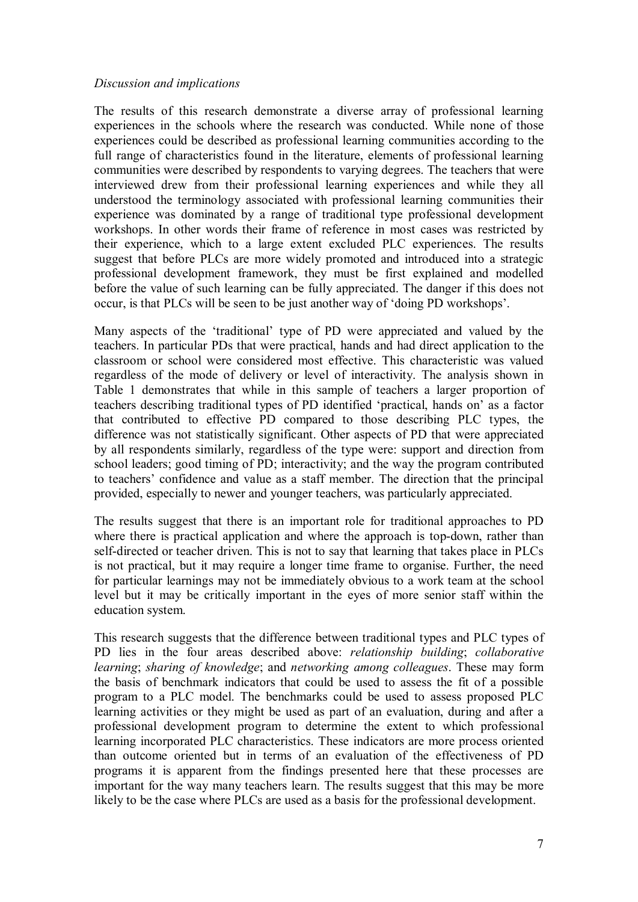*Discussion and implications*

The results of this research demonstrate a diverse array of professional learning experiences in the schools where the research was conducted. While none of those experiences could be described as professional learning communities according to the full range of characteristics found in the literature, elements of professional learning communities were described by respondents to varying degrees. The teachers that were interviewed drew from their professional learning experiences and while they all understood the terminology associated with professional learning communities their experience was dominated by a range of traditional type professional development workshops. In other words their frame of reference in most cases was restricted by their experience, which to a large extent excluded PLC experiences. The results suggest that before PLCs are more widely promoted and introduced into a strategic professional development framework, they must be first explained and modelled before the value of such learning can be fully appreciated. The danger if this does not occur, is that PLCs will be seen to be just another way of 'doing PD workshops'.

Many aspects of the 'traditional' type of PD were appreciated and valued by the teachers. In particular PDs that were practical, hands and had direct application to the classroom or school were considered most effective. This characteristic was valued regardless of the mode of delivery or level of interactivity. The analysis shown in Table 1 demonstrates that while in this sample of teachers a larger proportion of teachers describing traditional types of PD identified 'practical, hands on' as a factor that contributed to effective PD compared to those describing PLC types, the difference was not statistically significant. Other aspects of PD that were appreciated by all respondents similarly, regardless of the type were: support and direction from school leaders; good timing of PD; interactivity; and the way the program contributed to teachers' confidence and value as a staff member. The direction that the principal provided, especially to newer and younger teachers, was particularly appreciated.

The results suggest that there is an important role for traditional approaches to PD where there is practical application and where the approach is top-down, rather than self-directed or teacher driven. This is not to say that learning that takes place in PLCs is not practical, but it may require a longer time frame to organise. Further, the need for particular learnings may not be immediately obvious to a work team at the school level but it may be critically important in the eyes of more senior staff within the education system.

This research suggests that the difference between traditional types and PLC types of PD lies in the four areas described above: *relationship building*; *collaborative learning*; *sharing of knowledge*; and *networking among colleagues*. These may form the basis of benchmark indicators that could be used to assess the fit of a possible program to a PLC model. The benchmarks could be used to assess proposed PLC learning activities or they might be used as part of an evaluation, during and after a professional development program to determine the extent to which professional learning incorporated PLC characteristics. These indicators are more process oriented than outcome oriented but in terms of an evaluation of the effectiveness of PD programs it is apparent from the findings presented here that these processes are important for the way many teachers learn. The results suggest that this may be more likely to be the case where PLCs are used as a basis for the professional development.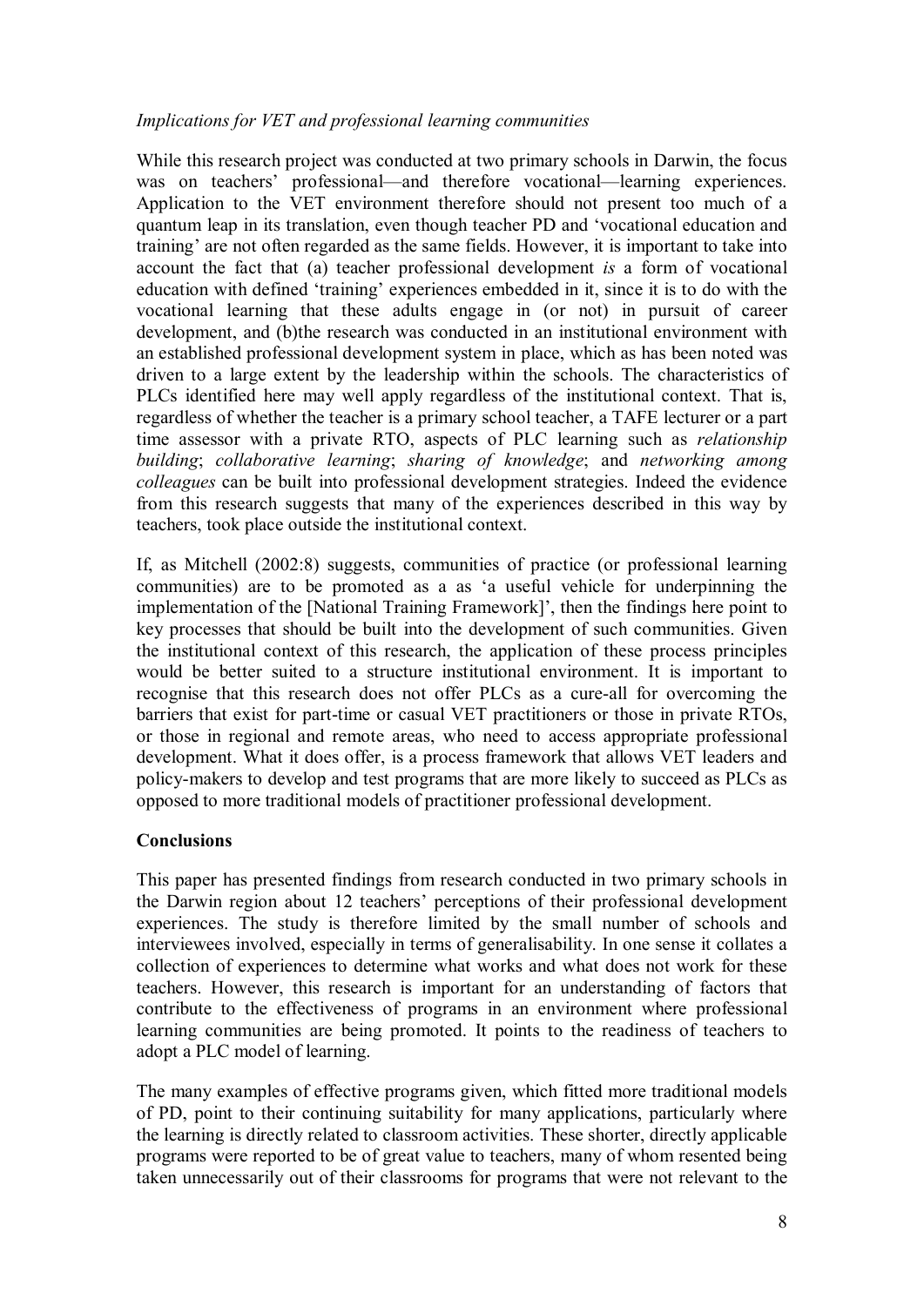*Implications for VET and professional learning communities*

While this research project was conducted at two primary schools in Darwin, the focus was on teachers' professional—and therefore vocational—learning experiences. Application to the VET environment therefore should not present too much of a quantum leap in its translation, even though teacher PD and 'vocational education and training' are not often regarded as the same fields. However, it is important to take into account the fact that (a) teacher professional development *is* a form of vocational education with defined 'training' experiences embedded in it, since it is to do with the vocational learning that these adults engage in (or not) in pursuit of career development, and (b)the research was conducted in an institutional environment with an established professional development system in place, which as has been noted was driven to a large extent by the leadership within the schools. The characteristics of PLCs identified here may well apply regardless of the institutional context. That is, regardless of whether the teacher is a primary school teacher, a TAFE lecturer or a part time assessor with a private RTO, aspects of PLC learning such as *relationship building*; *collaborative learning*; *sharing of knowledge*; and *networking among colleagues* can be built into professional development strategies. Indeed the evidence from this research suggests that many of the experiences described in this way by teachers, took place outside the institutional context.

If, as Mitchell (2002:8) suggests, communities of practice (or professional learning communities) are to be promoted as a as 'a useful vehicle for underpinning the implementation of the [National Training Framework]', then the findings here point to key processes that should be built into the development of such communities. Given the institutional context of this research, the application of these process principles would be better suited to a structure institutional environment. It is important to recognise that this research does not offer PLCs as a cure-all for overcoming the barriers that exist for part-time or casual VET practitioners or those in private RTOs, or those in regional and remote areas, who need to access appropriate professional development. What it does offer, is a process framework that allows VET leaders and policy-makers to develop and test programs that are more likely to succeed as PLCs as opposed to more traditional models of practitioner professional development.

## Conclusions

This paper has presented findings from research conducted in two primary schools in the Darwin region about 12 teachers' perceptions of their professional development experiences. The study is therefore limited by the small number of schools and interviewees involved, especially in terms of generalisability. In one sense it collates a collection of experiences to determine what works and what does not work for these teachers. However, this research is important for an understanding of factors that contribute to the effectiveness of programs in an environment where professional learning communities are being promoted. It points to the readiness of teachers to adopt a PLC model of learning.

The many examples of effective programs given, which fitted more traditional models of PD, point to their continuing suitability for many applications, particularly where the learning is directly related to classroom activities. These shorter, directly applicable programs were reported to be of great value to teachers, many of whom resented being taken unnecessarily out of their classrooms for programs that were not relevant to the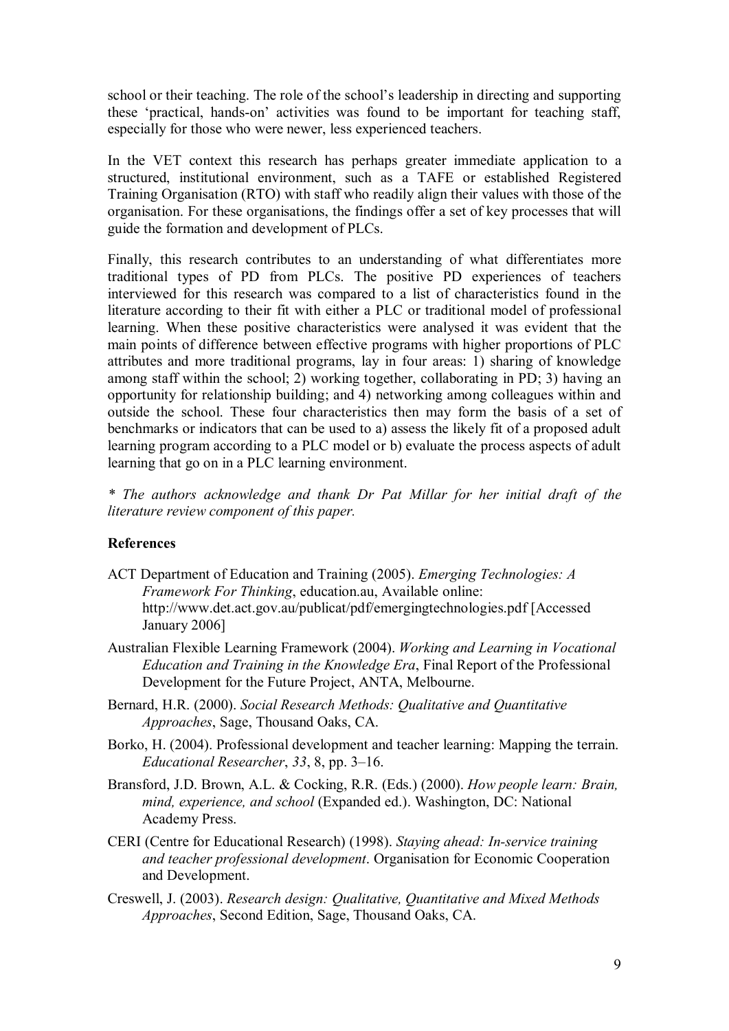school or their teaching. The role of the school's leadership in directing and supporting these 'practical, hands-on' activities was found to be important for teaching staff, especially for those who were newer, less experienced teachers.

In the VET context this research has perhaps greater immediate application to a structured, institutional environment, such as a TAFE or established Registered Training Organisation (RTO) with staff who readily align their values with those of the organisation. For these organisations, the findings offer a set of key processes that will guide the formation and development of PLCs.

Finally, this research contributes to an understanding of what differentiates more traditional types of PD from PLCs. The positive PD experiences of teachers interviewed for this research was compared to a list of characteristics found in the literature according to their fit with either a PLC or traditional model of professional learning. When these positive characteristics were analysed it was evident that the main points of difference between effective programs with higher proportions of PLC attributes and more traditional programs, lay in four areas: 1) sharing of knowledge among staff within the school; 2) working together, collaborating in PD; 3) having an opportunity for relationship building; and 4) networking among colleagues within and outside the school. These four characteristics then may form the basis of a set of benchmarks or indicators that can be used to a) assess the likely fit of a proposed adult learning program according to a PLC model or b) evaluate the process aspects of adult learning that go on in a PLC learning environment.

*\* The authors acknowledge and thank Dr Pat Millar for her initial draft of the literature review component of this paper.*

## References

ACT Department of Education and Training (2005). *Emerging Technologies: A Framework For Thinking*, education.au, Available online: http://www.det.act.gov.au/publicat/pdf/emergingtechnologies.pdf [Accessed January 2006]

Australian Flexible Learning Framework (2004). *Working and Learning in Vocational Education and Training in the Knowledge Era*, Final Report of the Professional Development for the Future Project, ANTA, Melbourne.

Bernard, H.R. (2000). *Social Research Methods: Qualitative and Quantitative Approaches*, Sage, Thousand Oaks, CA.

Borko, H. (2004). Professional development and teacher learning: Mapping the terrain. *Educational Researcher*, *33*, 8, pp. 3–16.

Bransford, J.D. Brown, A.L. & Cocking, R.R. (Eds.) (2000). *How people learn: Brain, mind, experience, and school* (Expanded ed.). Washington, DC: National Academy Press.

CERI (Centre for Educational Research) (1998). *Staying ahead: In-service training and teacher professional development*. Organisation for Economic Cooperation and Development.

Creswell, J. (2003). *Research design: Qualitative, Quantitative and Mixed Methods Approaches*, Second Edition, Sage, Thousand Oaks, CA.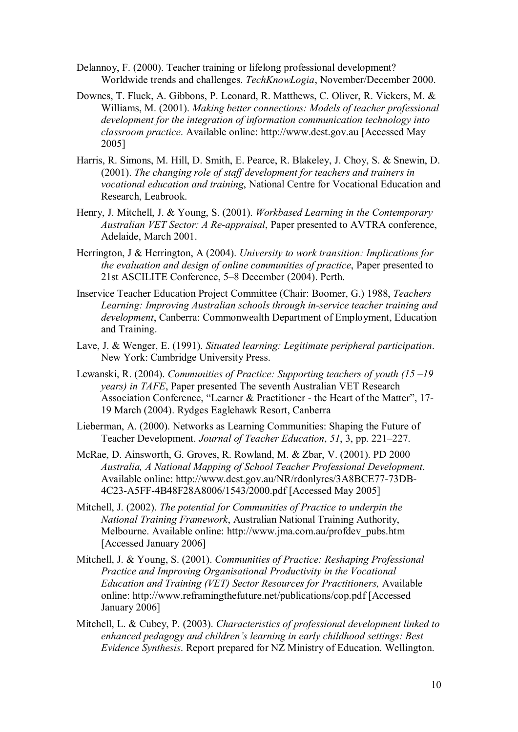Delannoy, F. (2000). Teacher training or lifelong professional development? Worldwide trends and challenges. *TechKnowLogia*, November/December 2000.

Downes, T. Fluck, A. Gibbons, P. Leonard, R. Matthews, C. Oliver, R. Vickers, M. & Williams, M. (2001). *Making better connections: Models of teacher professional development for the integration of information communication technology into classroom practice*. Available online: http://www.dest.gov.au [Accessed May 2005]

Harris, R. Simons, M. Hill, D. Smith, E. Pearce, R. Blakeley, J. Choy, S. & Snewin, D. (2001). *The changing role of staff development for teachers and trainers in vocational education and training*, National Centre for Vocational Education and Research, Leabrook.

Henry, J. Mitchell, J. & Young, S. (2001). *Workbased Learning in the Contemporary Australian VET Sector: A Re-appraisal*, Paper presented to AVTRA conference, Adelaide, March 2001.

Herrington, J & Herrington, A (2004). *University to work transition: Implications for the evaluation and design of online communities of practice*, Paper presented to 21st ASCILITE Conference, 5–8 December (2004). Perth.

Inservice Teacher Education Project Committee (Chair: Boomer, G.) 1988, *Teachers Learning: Improving Australian schools through in-service teacher training and development*, Canberra: Commonwealth Department of Employment, Education and Training.

Lave, J. & Wenger, E. (1991). *Situated learning: Legitimate peripheral participation*. New York: Cambridge University Press.

Lewanski, R. (2004). *Communities of Practice: Supporting teachers of youth (15 –19 years) in TAFE*, Paper presented The seventh Australian VET Research Association Conference, "Learner & Practitioner - the Heart of the Matter", 17-19 March (2004). Rydges Eaglehawk Resort, Canberra

Lieberman, A. (2000). Networks as Learning Communities: Shaping the Future of Teacher Development. *Journal of Teacher Education*, *51*, 3, pp. 221–227.

McRae, D. Ainsworth, G. Groves, R. Rowland, M. & Zbar, V. (2001). PD 2000 *Australia, A National Mapping of School Teacher Professional Development*. Available online: http://www.dest.gov.au/NR/rdonlyres/3A8BCE77-73DB-4C23-A5FF-4B48F28A8006/1543/2000.pdf [Accessed May 2005]

Mitchell, J. (2002). *The potential for Communities of Practice to underpin the National Training Framework*, Australian National Training Authority, Melbourne. Available online: http://www.jma.com.au/profdev_pubs.htm [Accessed January 2006]

Mitchell, J. & Young, S. (2001). *Communities of Practice: Reshaping Professional Practice and Improving Organisational Productivity in the Vocational Education and Training (VET) Sector Resources for Practitioners,* Available online: http://www.reframingthefuture.net/publications/cop.pdf [Accessed January 2006]

Mitchell, L. & Cubey, P. (2003). *Characteristics of professional development linked to enhanced pedagogy and children's learning in early childhood settings: Best Evidence Synthesis*. Report prepared for NZ Ministry of Education. Wellington.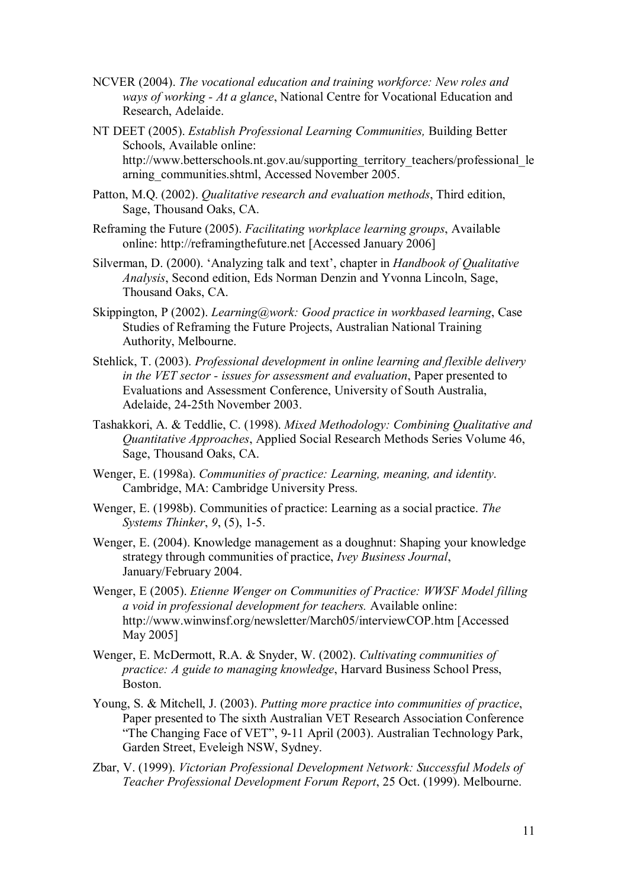NCVER (2004). *The vocational education and training workforce: New roles and ways of working - At a glance*, National Centre for Vocational Education and Research, Adelaide.

NT DEET (2005). *Establish Professional Learning Communities,* Building Better Schools, Available online: http://www.betterschools.nt.gov.au/supporting_territory_teachers/professional_learning_communities.shtml, Accessed November 2005.

Patton, M.Q. (2002). *Qualitative research and evaluation methods*, Third edition, Sage, Thousand Oaks, CA.

Reframing the Future (2005). *Facilitating workplace learning groups*, Available online: http://reframingthefuture.net [Accessed January 2006]

Silverman, D. (2000). 'Analyzing talk and text', chapter in *Handbook of Qualitative Analysis*, Second edition, Eds Norman Denzin and Yvonna Lincoln, Sage, Thousand Oaks, CA.

Skippington, P (2002). *Learning@work: Good practice in workbased learning*, Case Studies of Reframing the Future Projects, Australian National Training Authority, Melbourne.

Stehlick, T. (2003). *Professional development in online learning and flexible delivery in the VET sector - issues for assessment and evaluation*, Paper presented to Evaluations and Assessment Conference, University of South Australia, Adelaide, 24-25th November 2003.

Tashakkori, A. & Teddlie, C. (1998). *Mixed Methodology: Combining Qualitative and Quantitative Approaches*, Applied Social Research Methods Series Volume 46, Sage, Thousand Oaks, CA.

Wenger, E. (1998a). *Communities of practice: Learning, meaning, and identity.* Cambridge, MA: Cambridge University Press.

Wenger, E. (1998b). Communities of practice: Learning as a social practice. *The Systems Thinker*, *9*, (5), 1-5.

Wenger, E. (2004). Knowledge management as a doughnut: Shaping your knowledge strategy through communities of practice, *Ivey Business Journal*, January/February 2004.

Wenger, E (2005). *Etienne Wenger on Communities of Practice: WWSF Model filling a void in professional development for teachers.* Available online: http://www.winwinsf.org/newsletter/March05/interviewCOP.htm [Accessed May 2005]

Wenger, E. McDermott, R.A. & Snyder, W. (2002). *Cultivating communities of practice: A guide to managing knowledge*, Harvard Business School Press, Boston.

Young, S. & Mitchell, J. (2003). *Putting more practice into communities of practice*, Paper presented to The sixth Australian VET Research Association Conference "The Changing Face of VET", 9-11 April (2003). Australian Technology Park, Garden Street, Eveleigh NSW, Sydney.

Zbar, V. (1999). *Victorian Professional Development Network: Successful Models of Teacher Professional Development Forum Report*, 25 Oct. (1999). Melbourne.